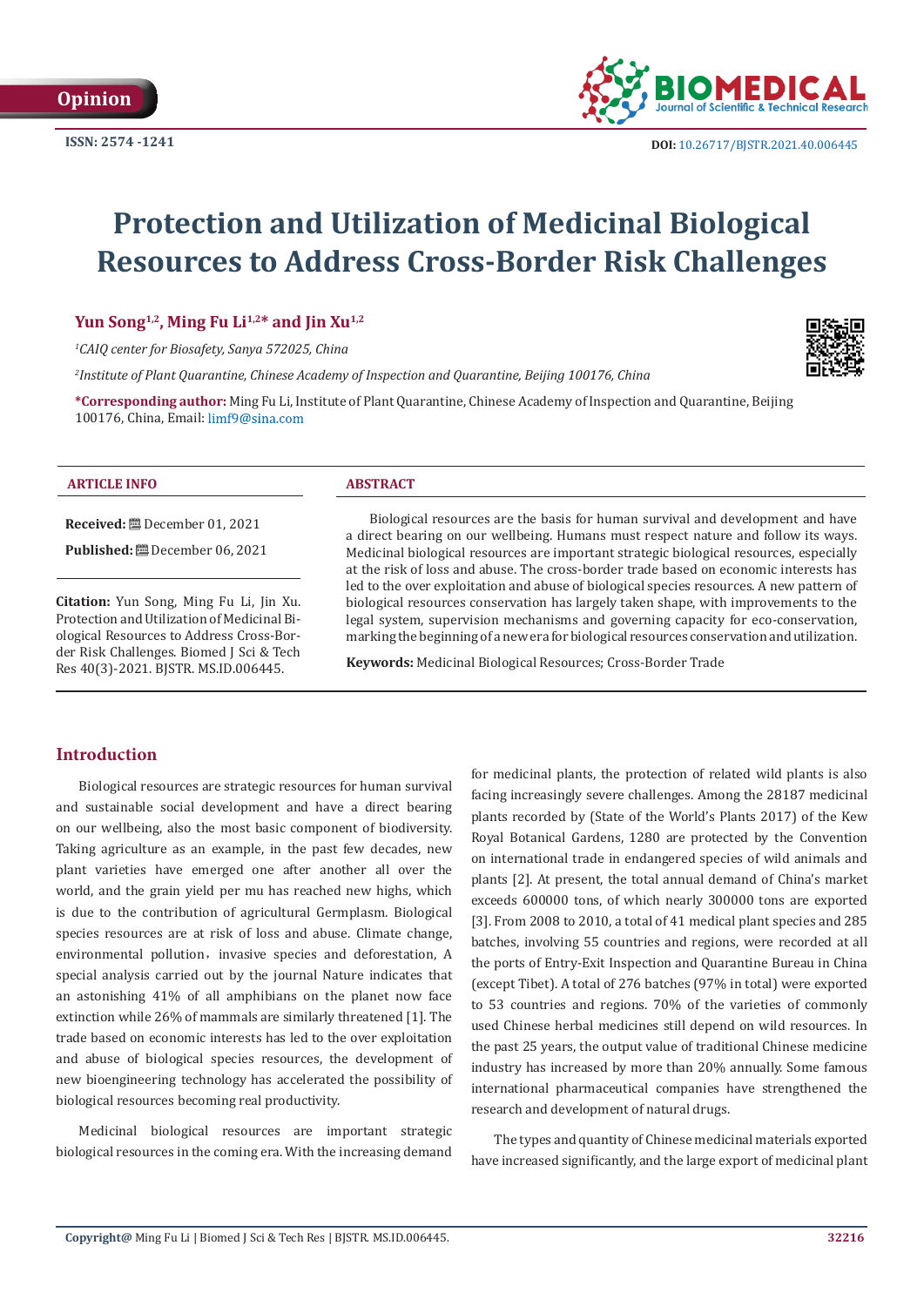Opinion

ISSN: 2574 -1241

DOI: 10.26717/BJSTR.2021.40.006445

# Protection and Utilization of Medicinal Biological Resources to Address Cross-Border Risk Challenges

**Yun Song[1,2], Ming Fu Li[1,2]* and Jin Xu[1,2]**

*[1]CAIQ center for Biosafety, Sanya 572025, China*

*[2]Institute of Plant Quarantine, Chinese Academy of Inspection and Quarantine, Beijing 100176, China*

**\*Corresponding author:** Ming Fu Li, Institute of Plant Quarantine, Chinese Academy of Inspection and Quarantine, Beijing 100176, China, Email: limf9@sina.com

**ARTICLE INFO**

**Received:** December 01, 2021

**Published:** December 06, 2021

**Citation:** Yun Song, Ming Fu Li, Jin Xu. Protection and Utilization of Medicinal Biological Resources to Address Cross-Border Risk Challenges. Biomed J Sci & Tech Res 40(3)-2021. BJSTR. MS.ID.006445.

**ABSTRACT**

Biological resources are the basis for human survival and development and have a direct bearing on our wellbeing. Humans must respect nature and follow its ways. Medicinal biological resources are important strategic biological resources, especially at the risk of loss and abuse. The cross-border trade based on economic interests has led to the over exploitation and abuse of biological species resources. A new pattern of biological resources conservation has largely taken shape, with improvements to the legal system, supervision mechanisms and governing capacity for eco-conservation, marking the beginning of a new era for biological resources conservation and utilization.

**Keywords:** Medicinal Biological Resources; Cross-Border Trade

## Introduction

Biological resources are strategic resources for human survival and sustainable social development and have a direct bearing on our wellbeing, also the most basic component of biodiversity. Taking agriculture as an example, in the past few decades, new plant varieties have emerged one after another all over the world, and the grain yield per mu has reached new highs, which is due to the contribution of agricultural Germplasm. Biological species resources are at risk of loss and abuse. Climate change, environmental pollution，invasive species and deforestation, A special analysis carried out by the journal Nature indicates that an astonishing 41% of all amphibians on the planet now face extinction while 26% of mammals are similarly threatened [1]. The trade based on economic interests has led to the over exploitation and abuse of biological species resources, the development of new bioengineering technology has accelerated the possibility of biological resources becoming real productivity.

Medicinal biological resources are important strategic biological resources in the coming era. With the increasing demand for medicinal plants, the protection of related wild plants is also facing increasingly severe challenges. Among the 28187 medicinal plants recorded by (State of the World's Plants 2017) of the Kew Royal Botanical Gardens, 1280 are protected by the Convention on international trade in endangered species of wild animals and plants [2]. At present, the total annual demand of China's market exceeds 600000 tons, of which nearly 300000 tons are exported [3]. From 2008 to 2010, a total of 41 medical plant species and 285 batches, involving 55 countries and regions, were recorded at all the ports of Entry-Exit Inspection and Quarantine Bureau in China (except Tibet). A total of 276 batches (97% in total) were exported to 53 countries and regions. 70% of the varieties of commonly used Chinese herbal medicines still depend on wild resources. In the past 25 years, the output value of traditional Chinese medicine industry has increased by more than 20% annually. Some famous international pharmaceutical companies have strengthened the research and development of natural drugs.

The types and quantity of Chinese medicinal materials exported have increased significantly, and the large export of medicinal plant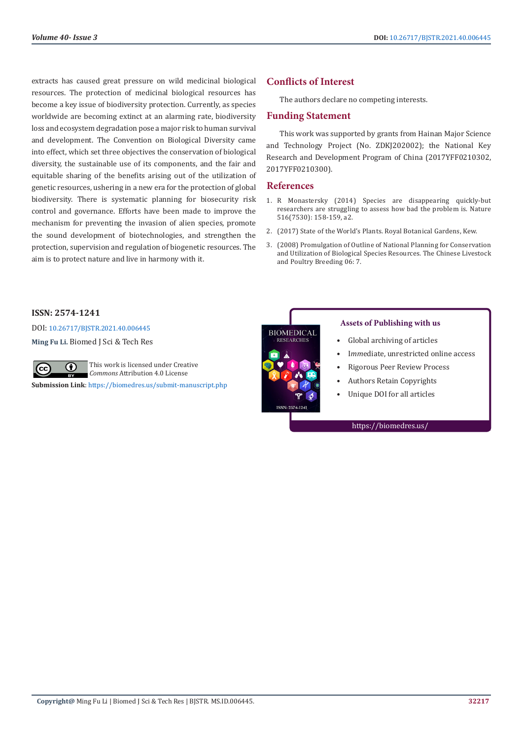extracts has caused great pressure on wild medicinal biological resources. The protection of medicinal biological resources has become a key issue of biodiversity protection. Currently, as species worldwide are becoming extinct at an alarming rate, biodiversity loss and ecosystem degradation pose a major risk to human survival and development. The Convention on Biological Diversity came into effect, which set three objectives the conservation of biological diversity, the sustainable use of its components, and the fair and equitable sharing of the benefits arising out of the utilization of genetic resources, ushering in a new era for the protection of global biodiversity. There is systematic planning for biosecurity risk control and governance. Efforts have been made to improve the mechanism for preventing the invasion of alien species, promote the sound development of biotechnologies, and strengthen the protection, supervision and regulation of biogenetic resources. The aim is to protect nature and live in harmony with it.

## Conflicts of Interest

The authors declare no competing interests.

## Funding Statement

This work was supported by grants from Hainan Major Science and Technology Project (No. ZDKJ202002); the National Key Research and Development Program of China (2017YFF0210302, 2017YFF0210300).

## References

1. R Monastersky (2014) Species are disappearing quickly-but researchers are struggling to assess how bad the problem is. Nature 516(7530): 158-159, a2.
2. (2017) State of the World's Plants. Royal Botanical Gardens, Kew.
3. (2008) Promulgation of Outline of National Planning for Conservation and Utilization of Biological Species Resources. The Chinese Livestock and Poultry Breeding 06: 7.

**ISSN: 2574-1241**

DOI: 10.26717/BJSTR.2021.40.006445

**Ming Fu Li.** Biomed J Sci & Tech Res

This work is licensed under Creative *Commons* Attribution 4.0 License

**Submission Link**: https://biomedres.us/submit-manuscript.php

**Assets of Publishing with us**

- Global archiving of articles
- Immediate, unrestricted online access
- Rigorous Peer Review Process
- Authors Retain Copyrights
- Unique DOI for all articles

https://biomedres.us/